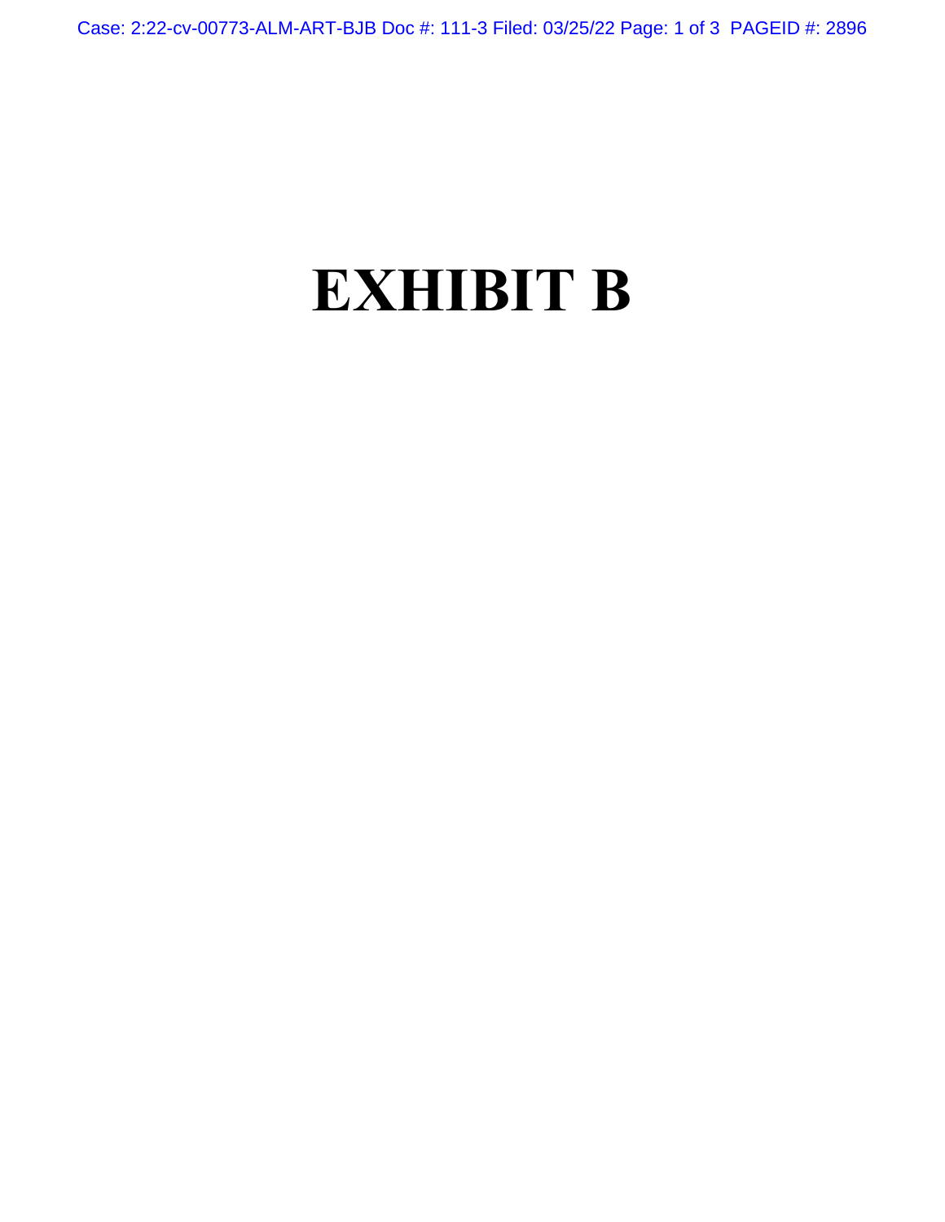# EXHIBIT B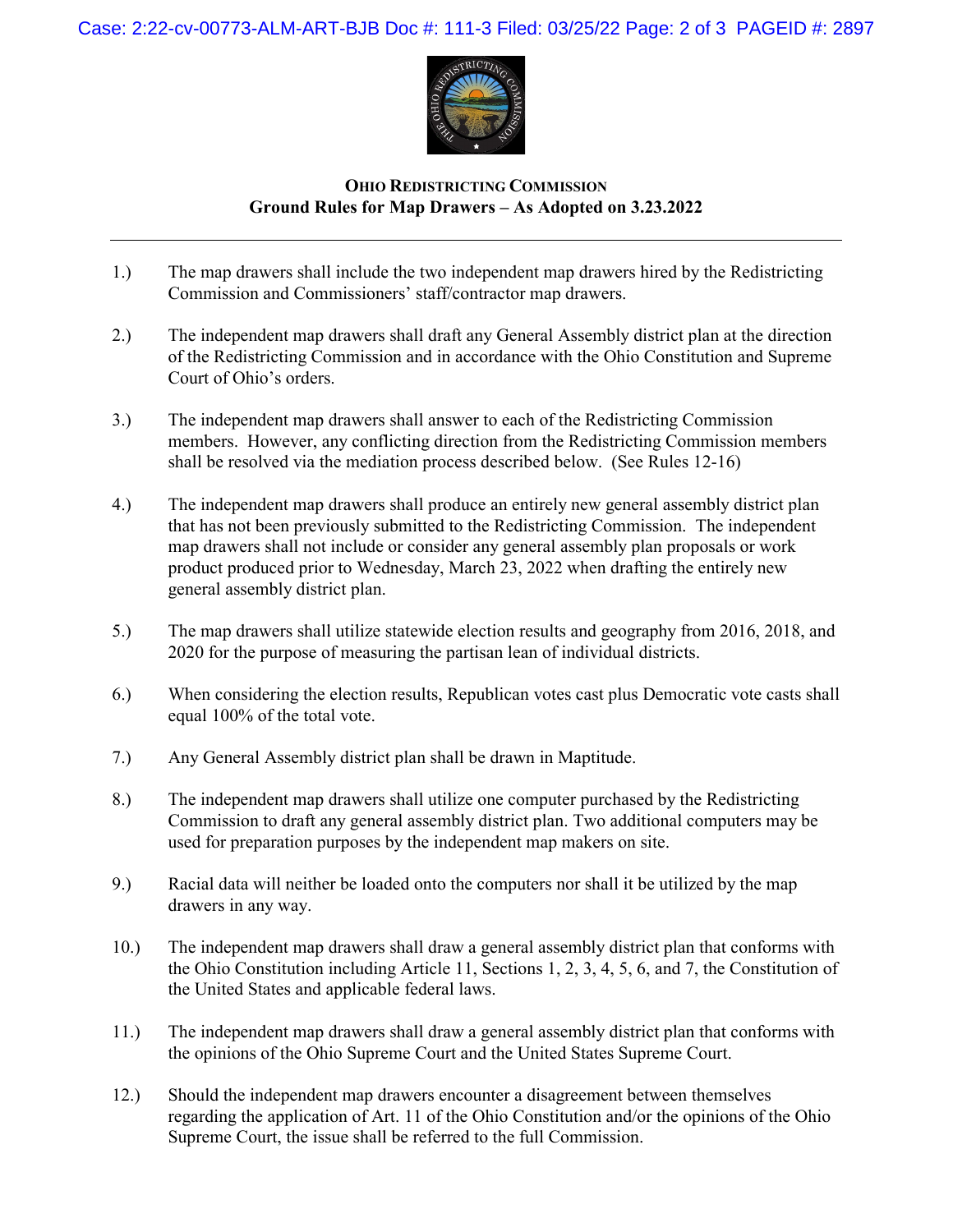**OHIO REDISTRICTING COMMISSION**
**Ground Rules for Map Drawers – As Adopted on 3.23.2022**

---

1.) The map drawers shall include the two independent map drawers hired by the Redistricting Commission and Commissioners' staff/contractor map drawers.

2.) The independent map drawers shall draft any General Assembly district plan at the direction of the Redistricting Commission and in accordance with the Ohio Constitution and Supreme Court of Ohio's orders.

3.) The independent map drawers shall answer to each of the Redistricting Commission members. However, any conflicting direction from the Redistricting Commission members shall be resolved via the mediation process described below. (See Rules 12-16)

4.) The independent map drawers shall produce an entirely new general assembly district plan that has not been previously submitted to the Redistricting Commission. The independent map drawers shall not include or consider any general assembly plan proposals or work product produced prior to Wednesday, March 23, 2022 when drafting the entirely new general assembly district plan.

5.) The map drawers shall utilize statewide election results and geography from 2016, 2018, and 2020 for the purpose of measuring the partisan lean of individual districts.

6.) When considering the election results, Republican votes cast plus Democratic vote casts shall equal 100% of the total vote.

7.) Any General Assembly district plan shall be drawn in Maptitude.

8.) The independent map drawers shall utilize one computer purchased by the Redistricting Commission to draft any general assembly district plan. Two additional computers may be used for preparation purposes by the independent map makers on site.

9.) Racial data will neither be loaded onto the computers nor shall it be utilized by the map drawers in any way.

10.) The independent map drawers shall draw a general assembly district plan that conforms with the Ohio Constitution including Article 11, Sections 1, 2, 3, 4, 5, 6, and 7, the Constitution of the United States and applicable federal laws.

11.) The independent map drawers shall draw a general assembly district plan that conforms with the opinions of the Ohio Supreme Court and the United States Supreme Court.

12.) Should the independent map drawers encounter a disagreement between themselves regarding the application of Art. 11 of the Ohio Constitution and/or the opinions of the Ohio Supreme Court, the issue shall be referred to the full Commission.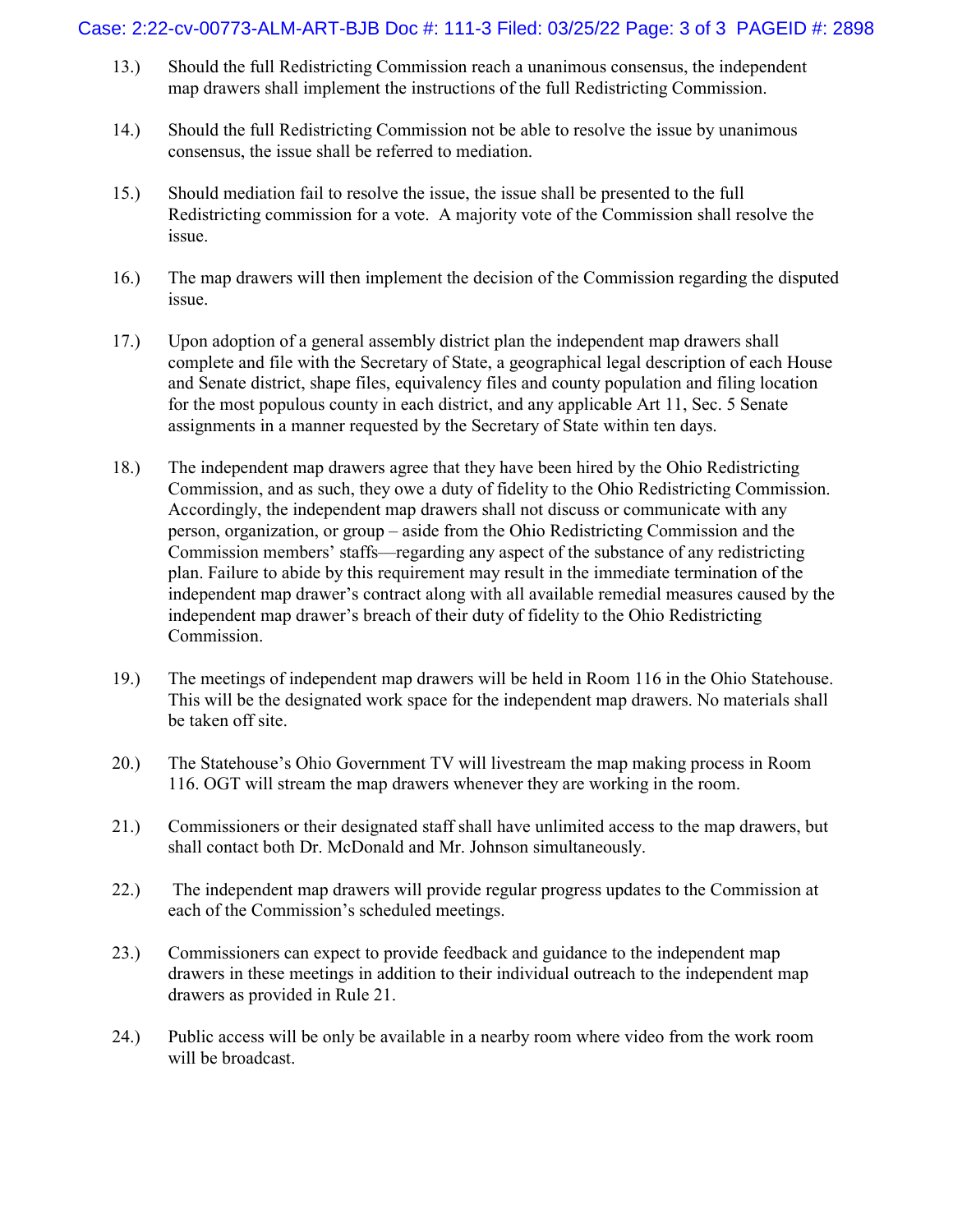13.) Should the full Redistricting Commission reach a unanimous consensus, the independent map drawers shall implement the instructions of the full Redistricting Commission.

14.) Should the full Redistricting Commission not be able to resolve the issue by unanimous consensus, the issue shall be referred to mediation.

15.) Should mediation fail to resolve the issue, the issue shall be presented to the full Redistricting commission for a vote. A majority vote of the Commission shall resolve the issue.

16.) The map drawers will then implement the decision of the Commission regarding the disputed issue.

17.) Upon adoption of a general assembly district plan the independent map drawers shall complete and file with the Secretary of State, a geographical legal description of each House and Senate district, shape files, equivalency files and county population and filing location for the most populous county in each district, and any applicable Art 11, Sec. 5 Senate assignments in a manner requested by the Secretary of State within ten days.

18.) The independent map drawers agree that they have been hired by the Ohio Redistricting Commission, and as such, they owe a duty of fidelity to the Ohio Redistricting Commission. Accordingly, the independent map drawers shall not discuss or communicate with any person, organization, or group – aside from the Ohio Redistricting Commission and the Commission members' staffs—regarding any aspect of the substance of any redistricting plan. Failure to abide by this requirement may result in the immediate termination of the independent map drawer's contract along with all available remedial measures caused by the independent map drawer's breach of their duty of fidelity to the Ohio Redistricting Commission.

19.) The meetings of independent map drawers will be held in Room 116 in the Ohio Statehouse. This will be the designated work space for the independent map drawers. No materials shall be taken off site.

20.) The Statehouse's Ohio Government TV will livestream the map making process in Room 116. OGT will stream the map drawers whenever they are working in the room.

21.) Commissioners or their designated staff shall have unlimited access to the map drawers, but shall contact both Dr. McDonald and Mr. Johnson simultaneously.

22.) The independent map drawers will provide regular progress updates to the Commission at each of the Commission's scheduled meetings.

23.) Commissioners can expect to provide feedback and guidance to the independent map drawers in these meetings in addition to their individual outreach to the independent map drawers as provided in Rule 21.

24.) Public access will be only be available in a nearby room where video from the work room will be broadcast.